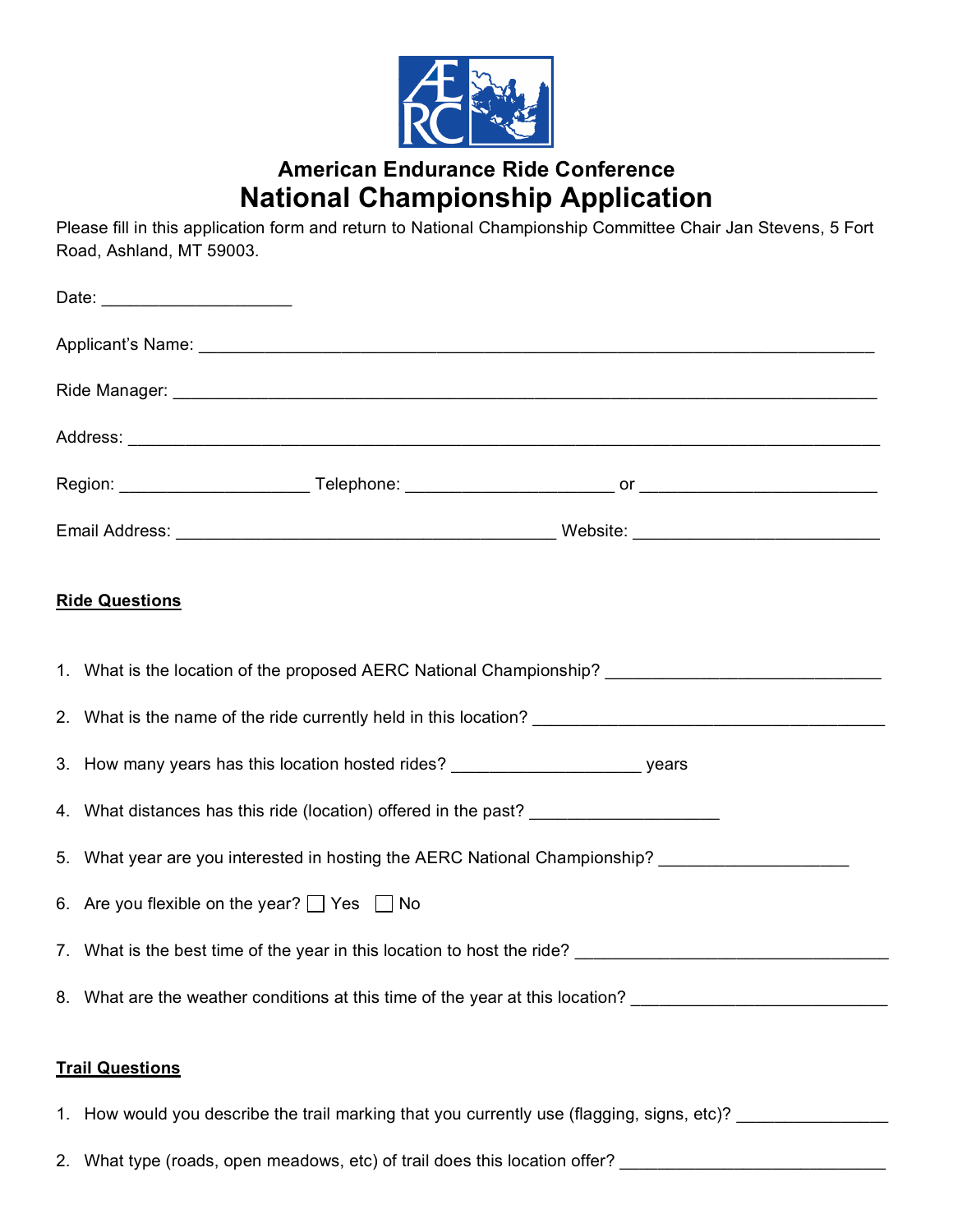# American Endurance Ride Conference
# National Championship Application

Please fill in this application form and return to National Championship Committee Chair Jan Stevens, 5 Fort Road, Ashland, MT 59003.

Date: ____________________

Applicant's Name: ______________________________________________________________________

Ride Manager: ________________________________________________________________________

Address: ____________________________________________________________________________

Region: ____________________ Telephone: ______________________ or _________________________

Email Address: ________________________________________ Website: __________________________

## Ride Questions

1. What is the location of the proposed AERC National Championship? _____________________________
2. What is the name of the ride currently held in this location? _____________________________________
3. How many years has this location hosted rides? ____________________ years
4. What distances has this ride (location) offered in the past? ____________________
5. What year are you interested in hosting the AERC National Championship? ____________________
6. Are you flexible on the year? ☐ Yes ☐ No
7. What is the best time of the year in this location to host the ride? _________________________________
8. What are the weather conditions at this time of the year at this location? ___________________________

## Trail Questions

1. How would you describe the trail marking that you currently use (flagging, signs, etc)? ________________
2. What type (roads, open meadows, etc) of trail does this location offer? ____________________________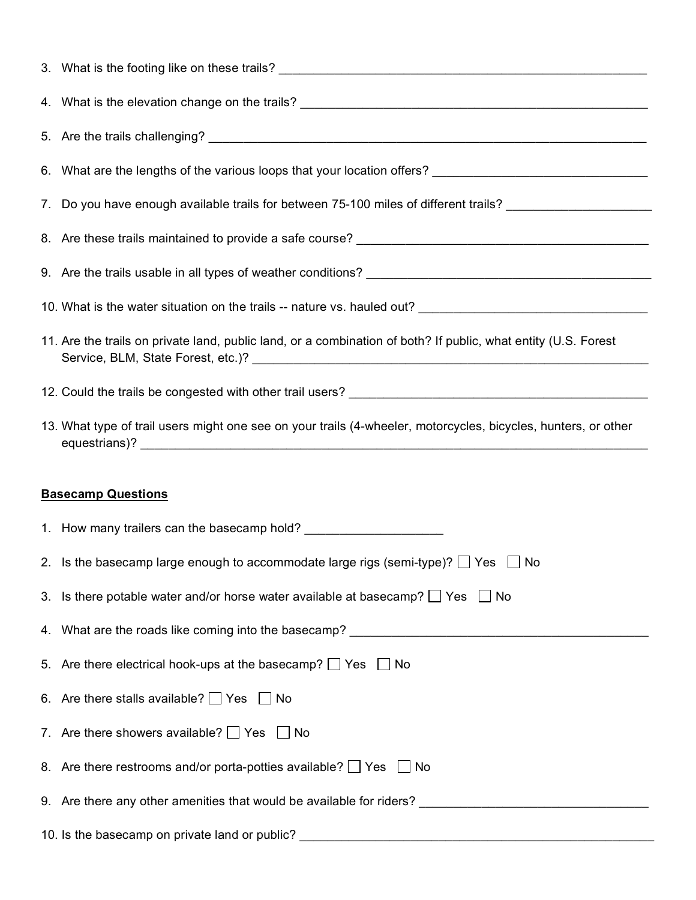3. What is the footing like on these trails? ____________________________________________________

4. What is the elevation change on the trails? __________________________________________________

5. Are the trails challenging? ______________________________________________________________

6. What are the lengths of the various loops that your location offers? _____________________________

7. Do you have enough available trails for between 75-100 miles of different trails? ___________________

8. Are these trails maintained to provide a safe course? _________________________________________

9. Are the trails usable in all types of weather conditions? ________________________________________

10. What is the water situation on the trails -- nature vs. hauled out? ________________________________

11. Are the trails on private land, public land, or a combination of both? If public, what entity (U.S. Forest Service, BLM, State Forest, etc.)? _________________________________________________________

12. Could the trails be congested with other trail users? ___________________________________________

13. What type of trail users might one see on your trails (4-wheeler, motorcycles, bicycles, hunters, or other equestrians)? ______________________________________________________________________

**Basecamp Questions**

1. How many trailers can the basecamp hold? ___________________

2. Is the basecamp large enough to accommodate large rigs (semi-type)? ☐ Yes ☐ No

3. Is there potable water and/or horse water available at basecamp? ☐ Yes ☐ No

4. What are the roads like coming into the basecamp? ___________________________________________

5. Are there electrical hook-ups at the basecamp? ☐ Yes ☐ No

6. Are there stalls available? ☐ Yes ☐ No

7. Are there showers available? ☐ Yes ☐ No

8. Are there restrooms and/or porta-potties available? ☐ Yes ☐ No

9. Are there any other amenities that would be available for riders? _________________________________

10. Is the basecamp on private land or public? ____________________________________________________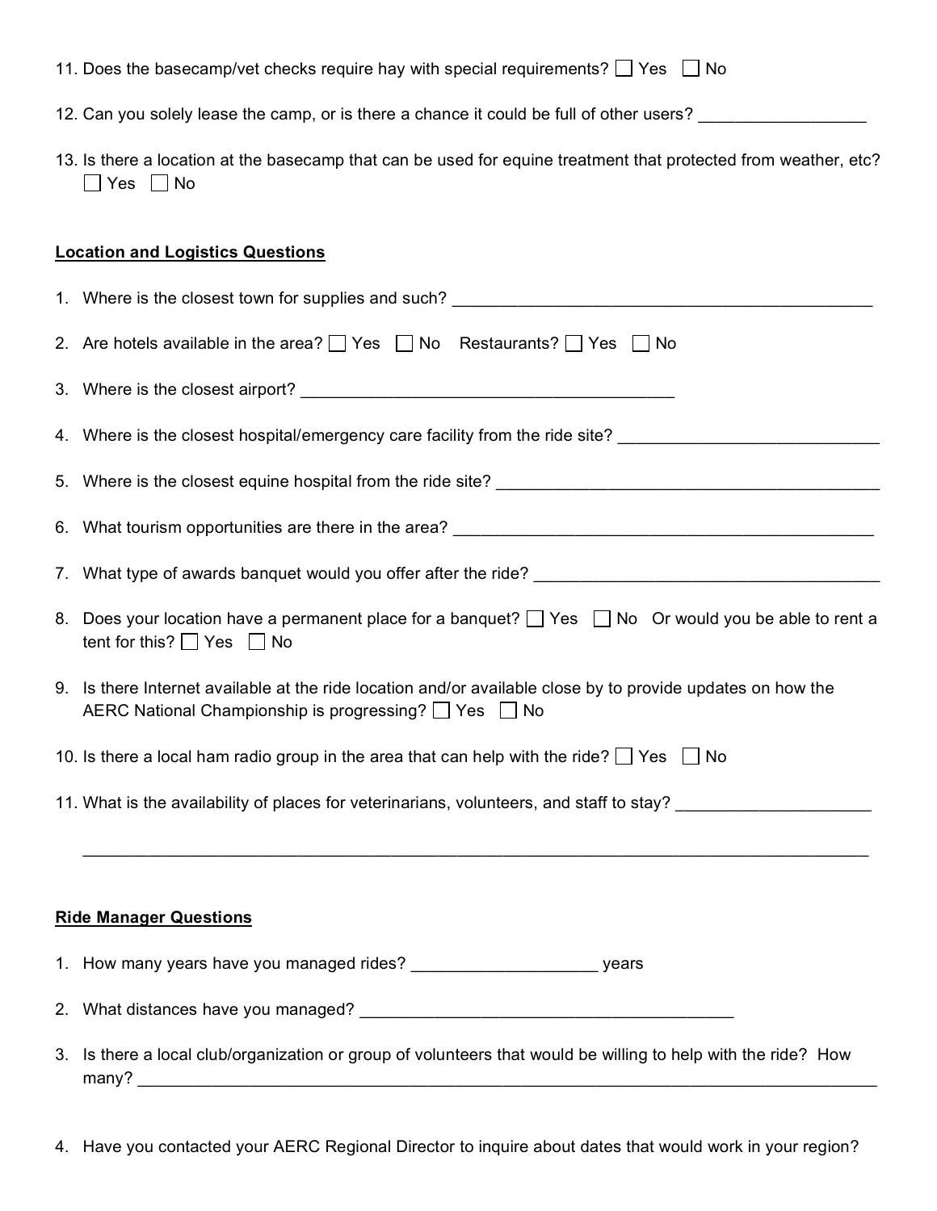11. Does the basecamp/vet checks require hay with special requirements? ☐ Yes ☐ No

12. Can you solely lease the camp, or is there a chance it could be full of other users? ___________________

13. Is there a location at the basecamp that can be used for equine treatment that protected from weather, etc? ☐ Yes ☐ No

**Location and Logistics Questions**

1. Where is the closest town for supplies and such? ___________________________________________________

2. Are hotels available in the area? ☐ Yes ☐ No Restaurants? ☐ Yes ☐ No

3. Where is the closest airport? _____________________________________________

4. Where is the closest hospital/emergency care facility from the ride site? ______________________________

5. Where is the closest equine hospital from the ride site? _______________________________________________

6. What tourism opportunities are there in the area? ____________________________________________________

7. What type of awards banquet would you offer after the ride? _________________________________________

8. Does your location have a permanent place for a banquet? ☐ Yes ☐ No Or would you be able to rent a tent for this? ☐ Yes ☐ No

9. Is there Internet available at the ride location and/or available close by to provide updates on how the AERC National Championship is progressing? ☐ Yes ☐ No

10. Is there a local ham radio group in the area that can help with the ride? ☐ Yes ☐ No

11. What is the availability of places for veterinarians, volunteers, and staff to stay? ______________________

    ___________________________________________________________________________________________

**Ride Manager Questions**

1. How many years have you managed rides? ____________________ years

2. What distances have you managed? _____________________________________________

3. Is there a local club/organization or group of volunteers that would be willing to help with the ride? How many? ___________________________________________________________________________________

4. Have you contacted your AERC Regional Director to inquire about dates that would work in your region?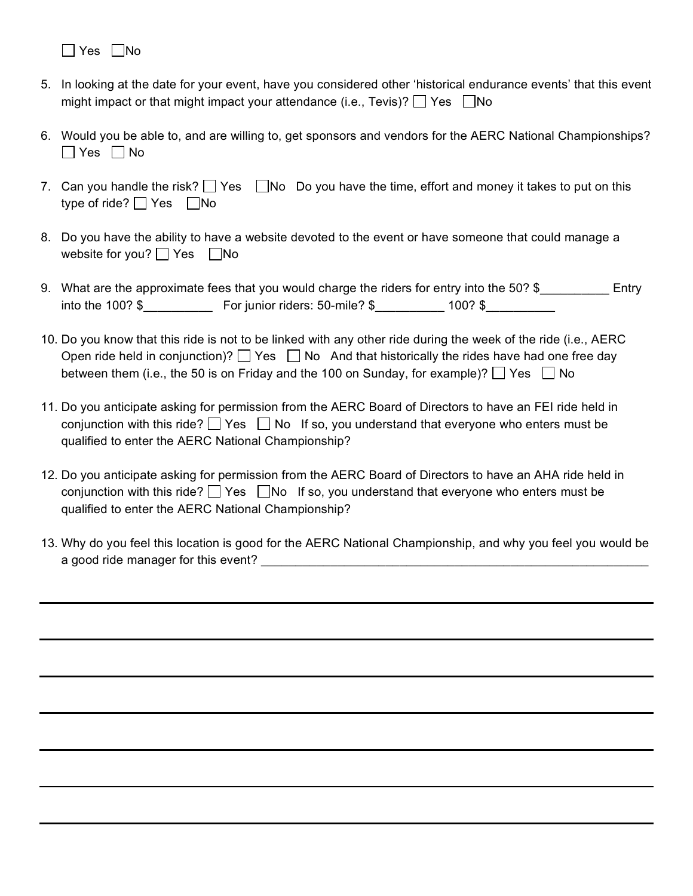☐ Yes ☐ No

5. In looking at the date for your event, have you considered other 'historical endurance events' that this event might impact or that might impact your attendance (i.e., Tevis)? ☐ Yes ☐ No

6. Would you be able to, and are willing to, get sponsors and vendors for the AERC National Championships? ☐ Yes ☐ No

7. Can you handle the risk? ☐ Yes ☐ No Do you have the time, effort and money it takes to put on this type of ride? ☐ Yes ☐ No

8. Do you have the ability to have a website devoted to the event or have someone that could manage a website for you? ☐ Yes ☐ No

9. What are the approximate fees that you would charge the riders for entry into the 50? $__________ Entry into the 100? $__________ For junior riders: 50-mile? $__________ 100? $__________

10. Do you know that this ride is not to be linked with any other ride during the week of the ride (i.e., AERC Open ride held in conjunction)? ☐ Yes ☐ No And that historically the rides have had one free day between them (i.e., the 50 is on Friday and the 100 on Sunday, for example)? ☐ Yes ☐ No

11. Do you anticipate asking for permission from the AERC Board of Directors to have an FEI ride held in conjunction with this ride? ☐ Yes ☐ No If so, you understand that everyone who enters must be qualified to enter the AERC National Championship?

12. Do you anticipate asking for permission from the AERC Board of Directors to have an AHA ride held in conjunction with this ride? ☐ Yes ☐ No If so, you understand that everyone who enters must be qualified to enter the AERC National Championship?

13. Why do you feel this location is good for the AERC National Championship, and why you feel you would be a good ride manager for this event? ____________________________________________________________

____________________________________________________________

____________________________________________________________

____________________________________________________________

____________________________________________________________

____________________________________________________________

____________________________________________________________

____________________________________________________________